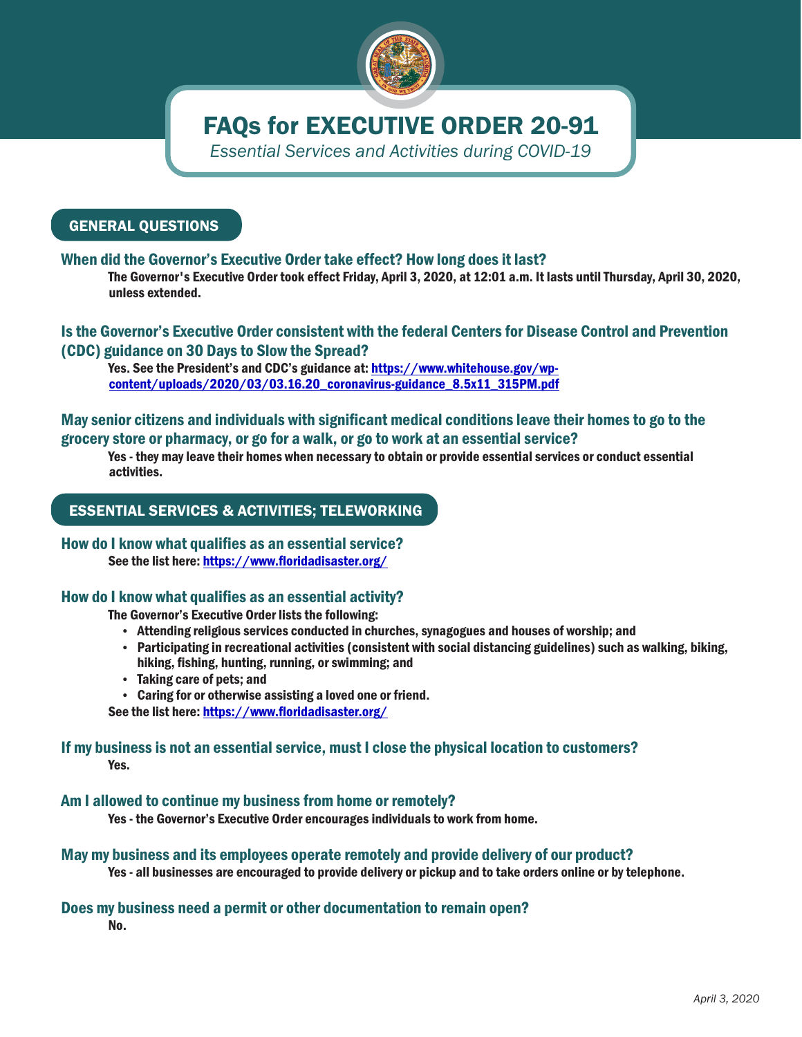# FAQs for EXECUTIVE ORDER 20-91

*Essential Services and Activities during COVID-19*

## GENERAL QUESTIONS

### When did the Governor's Executive Order take effect? How long does it last?

The Governor's Executive Order took effect Friday, April 3, 2020, at 12:01 a.m. It lasts until Thursday, April 30, 2020, unless extended.

### Is the Governor's Executive Order consistent with the federal Centers for Disease Control and Prevention (CDC) guidance on 30 Days to Slow the Spread?

Yes. See the President's and CDC's guidance at: [https://www.whitehouse.gov/wp-content/uploads/2020/03/03.16.20_coronavirus-guidance_8.5x11_315PM.pdf](https://www.whitehouse.gov/wp-content/uploads/2020/03/03.16.20_coronavirus-guidance_8.5x11_315PM.pdf)

### May senior citizens and individuals with significant medical conditions leave their homes to go to the grocery store or pharmacy, or go for a walk, or go to work at an essential service?

Yes - they may leave their homes when necessary to obtain or provide essential services or conduct essential activities.

## ESSENTIAL SERVICES & ACTIVITIES; TELEWORKING

### How do I know what qualifies as an essential service?

See the list here: [https://www.floridadisaster.org/](https://www.floridadisaster.org/)

### How do I know what qualifies as an essential activity?

The Governor's Executive Order lists the following:

- Attending religious services conducted in churches, synagogues and houses of worship; and
- Participating in recreational activities (consistent with social distancing guidelines) such as walking, biking, hiking, fishing, hunting, running, or swimming; and
- Taking care of pets; and
- Caring for or otherwise assisting a loved one or friend.

See the list here: [https://www.floridadisaster.org/](https://www.floridadisaster.org/)

### If my business is not an essential service, must I close the physical location to customers?

Yes.

### Am I allowed to continue my business from home or remotely?

Yes - the Governor's Executive Order encourages individuals to work from home.

### May my business and its employees operate remotely and provide delivery of our product?

Yes - all businesses are encouraged to provide delivery or pickup and to take orders online or by telephone.

### Does my business need a permit or other documentation to remain open?

No.

*April 3, 2020*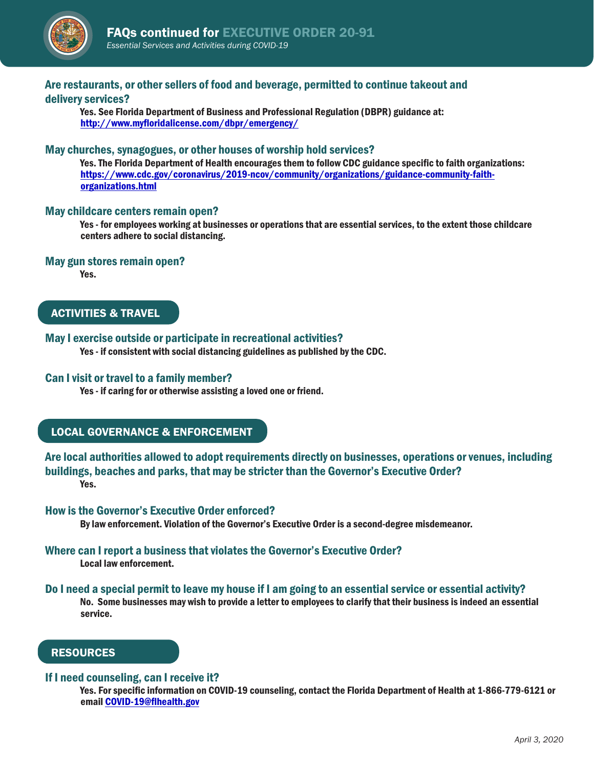# FAQs continued for EXECUTIVE ORDER 20-91

*Essential Services and Activities during COVID-19*

### Are restaurants, or other sellers of food and beverage, permitted to continue takeout and delivery services?

**Yes. See Florida Department of Business and Professional Regulation (DBPR) guidance at: http://www.myfloridalicense.com/dbpr/emergency/**

### May churches, synagogues, or other houses of worship hold services?

**Yes. The Florida Department of Health encourages them to follow CDC guidance specific to faith organizations: https://www.cdc.gov/coronavirus/2019-ncov/community/organizations/guidance-community-faith-organizations.html**

### May childcare centers remain open?

**Yes - for employees working at businesses or operations that are essential services, to the extent those childcare centers adhere to social distancing.**

### May gun stores remain open?

**Yes.**

## ACTIVITIES & TRAVEL

### May I exercise outside or participate in recreational activities?

**Yes - if consistent with social distancing guidelines as published by the CDC.**

### Can I visit or travel to a family member?

**Yes - if caring for or otherwise assisting a loved one or friend.**

## LOCAL GOVERNANCE & ENFORCEMENT

### Are local authorities allowed to adopt requirements directly on businesses, operations or venues, including buildings, beaches and parks, that may be stricter than the Governor's Executive Order?

**Yes.**

### How is the Governor's Executive Order enforced?

**By law enforcement. Violation of the Governor's Executive Order is a second-degree misdemeanor.**

### Where can I report a business that violates the Governor's Executive Order?

**Local law enforcement.**

### Do I need a special permit to leave my house if I am going to an essential service or essential activity?

**No. Some businesses may wish to provide a letter to employees to clarify that their business is indeed an essential service.**

## RESOURCES

### If I need counseling, can I receive it?

**Yes. For specific information on COVID-19 counseling, contact the Florida Department of Health at 1-866-779-6121 or email COVID-19@flhealth.gov**

*April 3, 2020*